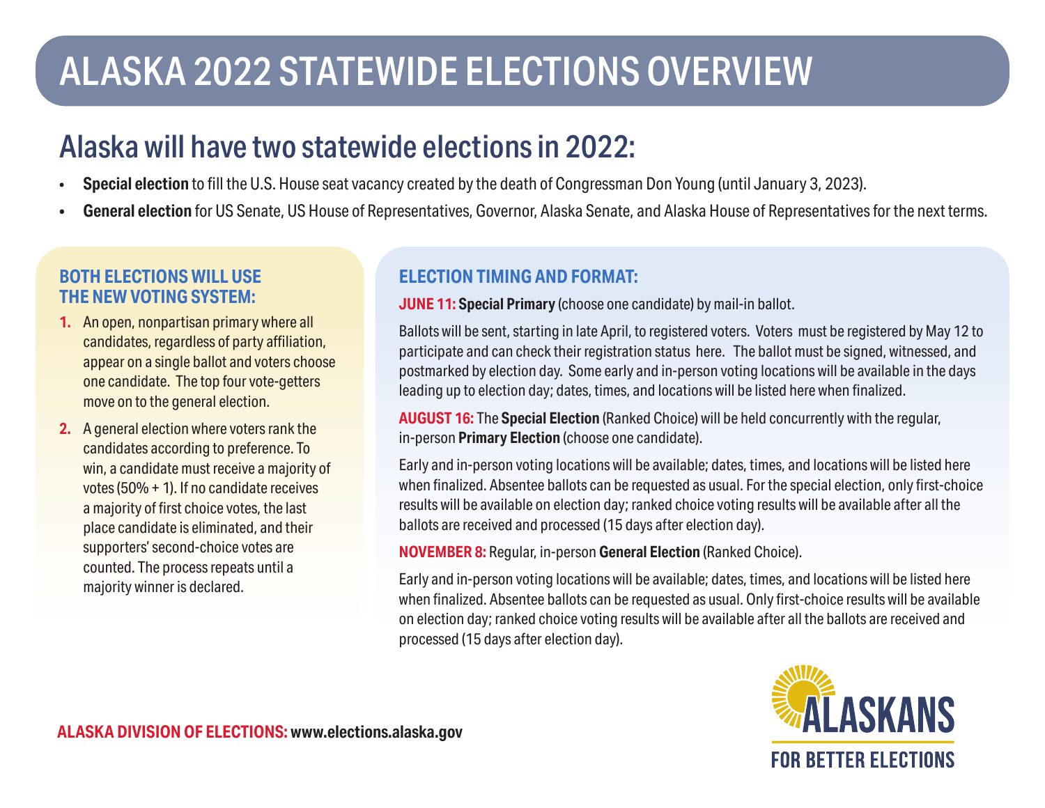# ALASKA 2022 STATEWIDE ELECTIONS OVERVIEW

## Alaska will have two statewide elections in 2022:

- **Special election** to fill the U.S. House seat vacancy created by the death of Congressman Don Young (until January 3, 2023).
- **General election** for US Senate, US House of Representatives, Governor, Alaska Senate, and Alaska House of Representatives for the next terms.

### BOTH ELECTIONS WILL USE THE NEW VOTING SYSTEM:

1. An open, nonpartisan primary where all candidates, regardless of party affiliation, appear on a single ballot and voters choose one candidate. The top four vote-getters move on to the general election.
2. A general election where voters rank the candidates according to preference. To win, a candidate must receive a majority of votes (50% + 1). If no candidate receives a majority of first choice votes, the last place candidate is eliminated, and their supporters' second-choice votes are counted. The process repeats until a majority winner is declared.

### ELECTION TIMING AND FORMAT:

**JUNE 11:** **Special Primary** (choose one candidate) by mail-in ballot.

Ballots will be sent, starting in late April, to registered voters. Voters must be registered by May 12 to participate and can check their registration status here. The ballot must be signed, witnessed, and postmarked by election day. Some early and in-person voting locations will be available in the days leading up to election day; dates, times, and locations will be listed here when finalized.

**AUGUST 16:** The **Special Election** (Ranked Choice) will be held concurrently with the regular, in-person **Primary Election** (choose one candidate).

Early and in-person voting locations will be available; dates, times, and locations will be listed here when finalized. Absentee ballots can be requested as usual. For the special election, only first-choice results will be available on election day; ranked choice voting results will be available after all the ballots are received and processed (15 days after election day).

**NOVEMBER 8:** Regular, in-person **General Election** (Ranked Choice).

Early and in-person voting locations will be available; dates, times, and locations will be listed here when finalized. Absentee ballots can be requested as usual. Only first-choice results will be available on election day; ranked choice voting results will be available after all the ballots are received and processed (15 days after election day).

**ALASKA DIVISION OF ELECTIONS:** **www.elections.alaska.gov**

ALASKANS FOR BETTER ELECTIONS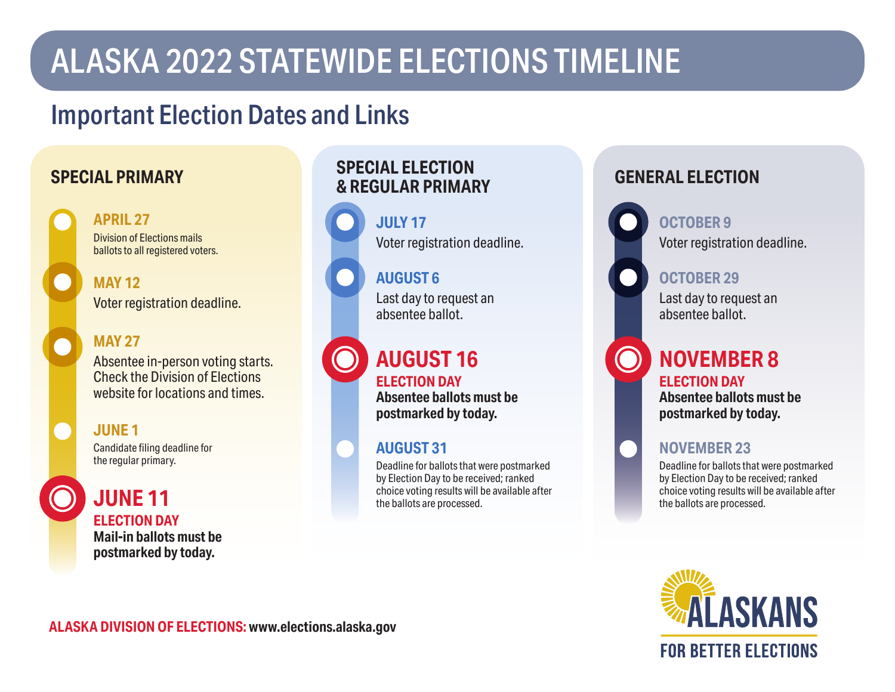# ALASKA 2022 STATEWIDE ELECTIONS TIMELINE

## Important Election Dates and Links

### SPECIAL PRIMARY

**APRIL 27**
Division of Elections mails ballots to all registered voters.

**MAY 12**
Voter registration deadline.

**MAY 27**
Absentee in-person voting starts. Check the Division of Elections website for locations and times.

**JUNE 1**
Candidate filing deadline for the regular primary.

**JUNE 11**
**ELECTION DAY**
**Mail-in ballots must be postmarked by today.**

### SPECIAL ELECTION & REGULAR PRIMARY

**JULY 17**
Voter registration deadline.

**AUGUST 6**
Last day to request an absentee ballot.

**AUGUST 16**
**ELECTION DAY**
**Absentee ballots must be postmarked by today.**

**AUGUST 31**
Deadline for ballots that were postmarked by Election Day to be received; ranked choice voting results will be available after the ballots are processed.

### GENERAL ELECTION

**OCTOBER 9**
Voter registration deadline.

**OCTOBER 29**
Last day to request an absentee ballot.

**NOVEMBER 8**
**ELECTION DAY**
**Absentee ballots must be postmarked by today.**

**NOVEMBER 23**
Deadline for ballots that were postmarked by Election Day to be received; ranked choice voting results will be available after the ballots are processed.

**ALASKA DIVISION OF ELECTIONS:** **www.elections.alaska.gov**

ALASKANS FOR BETTER ELECTIONS